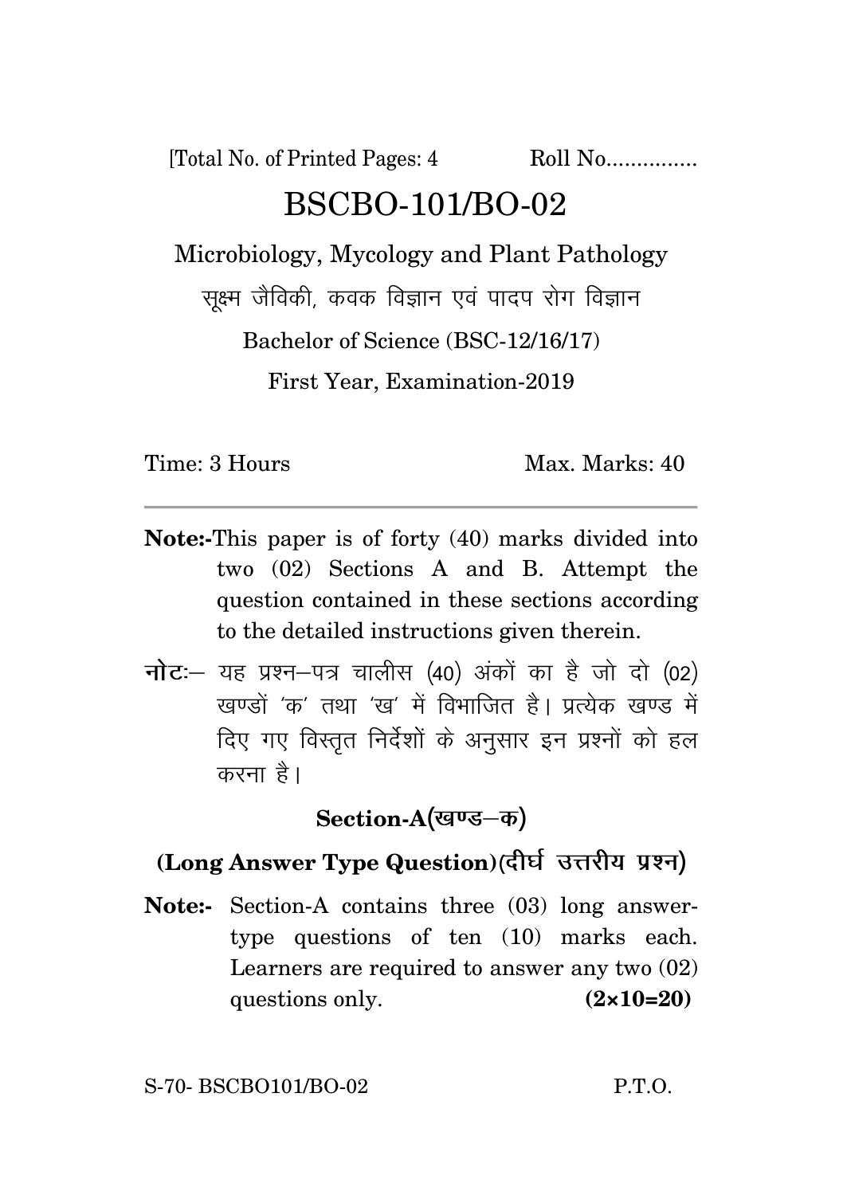[Total No. of Printed Pages: 4 Roll No...............

# BSCBO-101/BO-02

## Microbiology, Mycology and Plant Pathology

सूक्ष्म जैविकी, कवक विज्ञान एवं पादप रोग विज्ञान

Bachelor of Science (BSC-12/16/17)

First Year, Examination-2019

Time: 3 Hours Max. Marks: 40

---

**Note:-** This paper is of forty (40) marks divided into two (02) Sections A and B. Attempt the question contained in these sections according to the detailed instructions given therein.

**नोटः–** यह प्रश्न–पत्र चालीस (40) अंकों का है जो दो (02) खण्डों 'क' तथा 'ख' में विभाजित है। प्रत्येक खण्ड में दिए गए विस्तृत निर्देशों के अनुसार इन प्रश्नों को हल करना है।

### Section-A(खण्ड–क)

### (Long Answer Type Question)(दीर्घ उत्तरीय प्रश्न)

**Note:-** Section-A contains three (03) long answer-type questions of ten (10) marks each. Learners are required to answer any two (02) questions only. **(2×10=20)**

S-70- BSCBO101/BO-02 P.T.O.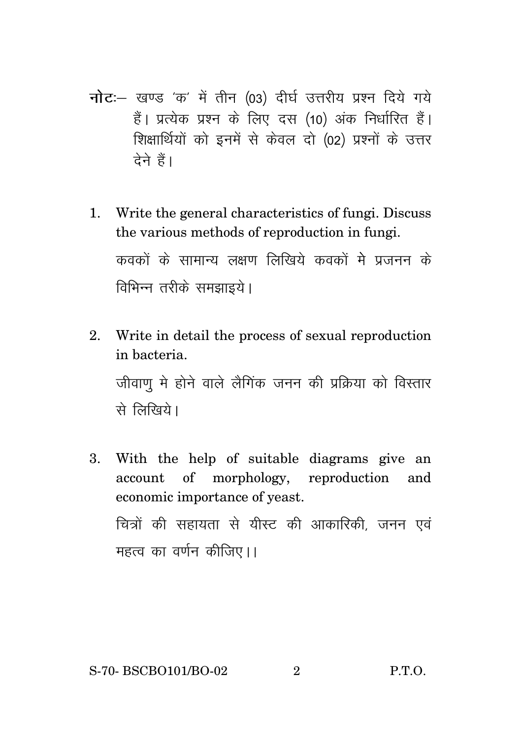**नोटः**— खण्ड 'क' में तीन (03) दीर्घ उत्तरीय प्रश्न दिये गये हैं। प्रत्येक प्रश्न के लिए दस (10) अंक निर्धारित हैं। शिक्षार्थियों को इनमें से केवल दो (02) प्रश्नों के उत्तर देने हैं।

1. Write the general characteristics of fungi. Discuss the various methods of reproduction in fungi.

   कवकों के सामान्य लक्षण लिखिये कवकों मे प्रजनन के विभिन्न तरीके समझाइये।

2. Write in detail the process of sexual reproduction in bacteria.

   जीवाणु मे होने वाले लैगिंक जनन की प्रक्रिया को विस्तार से लिखिये।

3. With the help of suitable diagrams give an account of morphology, reproduction and economic importance of yeast.

   चित्रों की सहायता से यीस्ट की आकारिकी, जनन एवं महत्व का वर्णन कीजिए।।

S-70- BSCBO101/BO-02 P.T.O.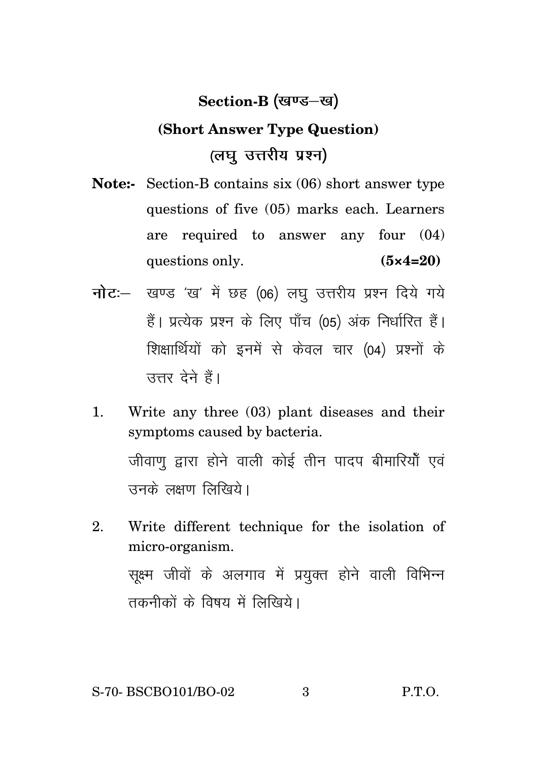## Section-B (खण्ड–ख)

### (Short Answer Type Question)

### (लघु उत्तरीय प्रश्न)

**Note:-** Section-B contains six (06) short answer type questions of five (05) marks each. Learners are required to answer any four (04) questions only. **(5×4=20)**

**नोटः–** खण्ड 'ख' में छह (06) लघु उत्तरीय प्रश्न दिये गये हैं। प्रत्येक प्रश्न के लिए पाँच (05) अंक निर्धारित हैं। शिक्षार्थियों को इनमें से केवल चार (04) प्रश्नों के उत्तर देने हैं।

1. Write any three (03) plant diseases and their symptoms caused by bacteria.

   जीवाणु द्वारा होने वाली कोई तीन पादप बीमारियाँ एवं उनके लक्षण लिखिये।

2. Write different technique for the isolation of micro-organism.

   सूक्ष्म जीवों के अलगाव में प्रयुक्त होने वाली विभिन्न तकनीकों के विषय में लिखिये।

S-70- BSCBO101/BO-02 P.T.O.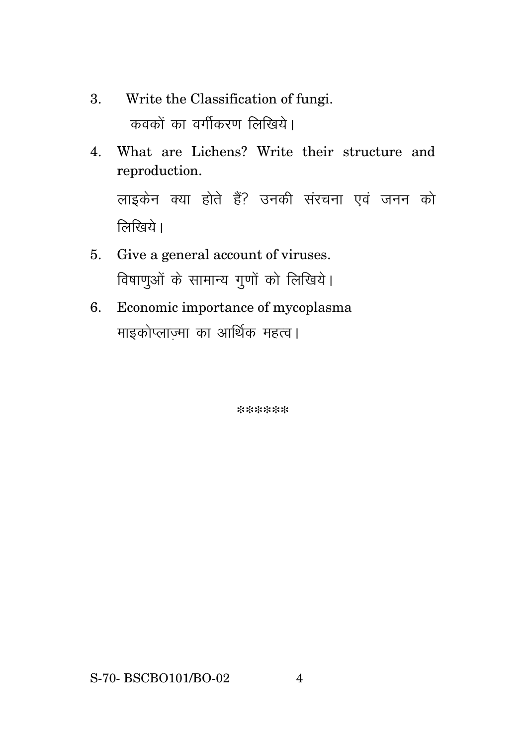3. Write the Classification of fungi.
   कवकों का वर्गीकरण लिखिये।

4. What are Lichens? Write their structure and reproduction.
   लाइकेन क्या होते हैं? उनकी संरचना एवं जनन को लिखिये।

5. Give a general account of viruses.
   विषाणुओं के सामान्य गुणों को लिखिये।

6. Economic importance of mycoplasma
   माइकोप्लाज़्मा का आर्थिक महत्व।

******

S-70- BSCBO101/BO-02